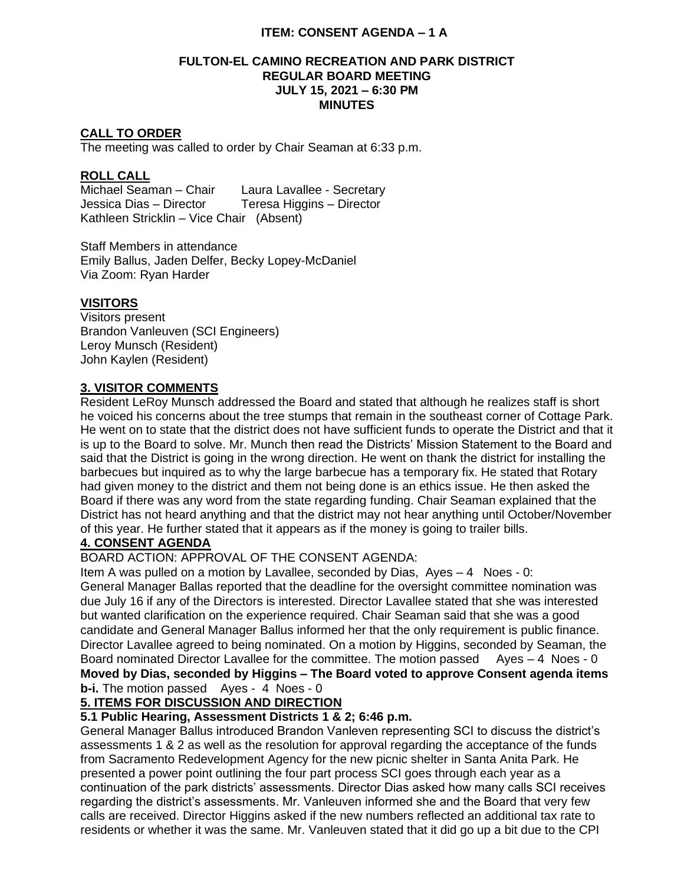**ITEM: CONSENT AGENDA – 1 A**

**FULTON-EL CAMINO RECREATION AND PARK DISTRICT**
**REGULAR BOARD MEETING**
**JULY 15, 2021 – 6:30 PM**
**MINUTES**

## CALL TO ORDER

The meeting was called to order by Chair Seaman at 6:33 p.m.

## ROLL CALL

Michael Seaman – Chair    Laura Lavallee - Secretary
Jessica Dias – Director    Teresa Higgins – Director
Kathleen Stricklin – Vice Chair (Absent)

Staff Members in attendance
Emily Ballus, Jaden Delfer, Becky Lopey-McDaniel
Via Zoom: Ryan Harder

## VISITORS

Visitors present
Brandon Vanleuven (SCI Engineers)
Leroy Munsch (Resident)
John Kaylen (Resident)

## 3. VISITOR COMMENTS

Resident LeRoy Munsch addressed the Board and stated that although he realizes staff is short he voiced his concerns about the tree stumps that remain in the southeast corner of Cottage Park. He went on to state that the district does not have sufficient funds to operate the District and that it is up to the Board to solve. Mr. Munch then read the Districts' Mission Statement to the Board and said that the District is going in the wrong direction. He went on thank the district for installing the barbecues but inquired as to why the large barbecue has a temporary fix. He stated that Rotary had given money to the district and them not being done is an ethics issue. He then asked the Board if there was any word from the state regarding funding. Chair Seaman explained that the District has not heard anything and that the district may not hear anything until October/November of this year. He further stated that it appears as if the money is going to trailer bills.

## 4. CONSENT AGENDA

BOARD ACTION: APPROVAL OF THE CONSENT AGENDA:

Item A was pulled on a motion by Lavallee, seconded by Dias, Ayes – 4 Noes - 0:
General Manager Ballas reported that the deadline for the oversight committee nomination was due July 16 if any of the Directors is interested. Director Lavallee stated that she was interested but wanted clarification on the experience required. Chair Seaman said that she was a good candidate and General Manager Ballus informed her that the only requirement is public finance. Director Lavallee agreed to being nominated. On a motion by Higgins, seconded by Seaman, the Board nominated Director Lavallee for the committee. The motion passed Ayes – 4 Noes - 0
**Moved by Dias, seconded by Higgins – The Board voted to approve Consent agenda items b-i.** The motion passed Ayes - 4 Noes - 0

## 5. ITEMS FOR DISCUSSION AND DIRECTION

### 5.1 Public Hearing, Assessment Districts 1 & 2; 6:46 p.m.

General Manager Ballus introduced Brandon Vanleven representing SCI to discuss the district's assessments 1 & 2 as well as the resolution for approval regarding the acceptance of the funds from Sacramento Redevelopment Agency for the new picnic shelter in Santa Anita Park. He presented a power point outlining the four part process SCI goes through each year as a continuation of the park districts' assessments. Director Dias asked how many calls SCI receives regarding the district's assessments. Mr. Vanleuven informed she and the Board that very few calls are received. Director Higgins asked if the new numbers reflected an additional tax rate to residents or whether it was the same. Mr. Vanleuven stated that it did go up a bit due to the CPI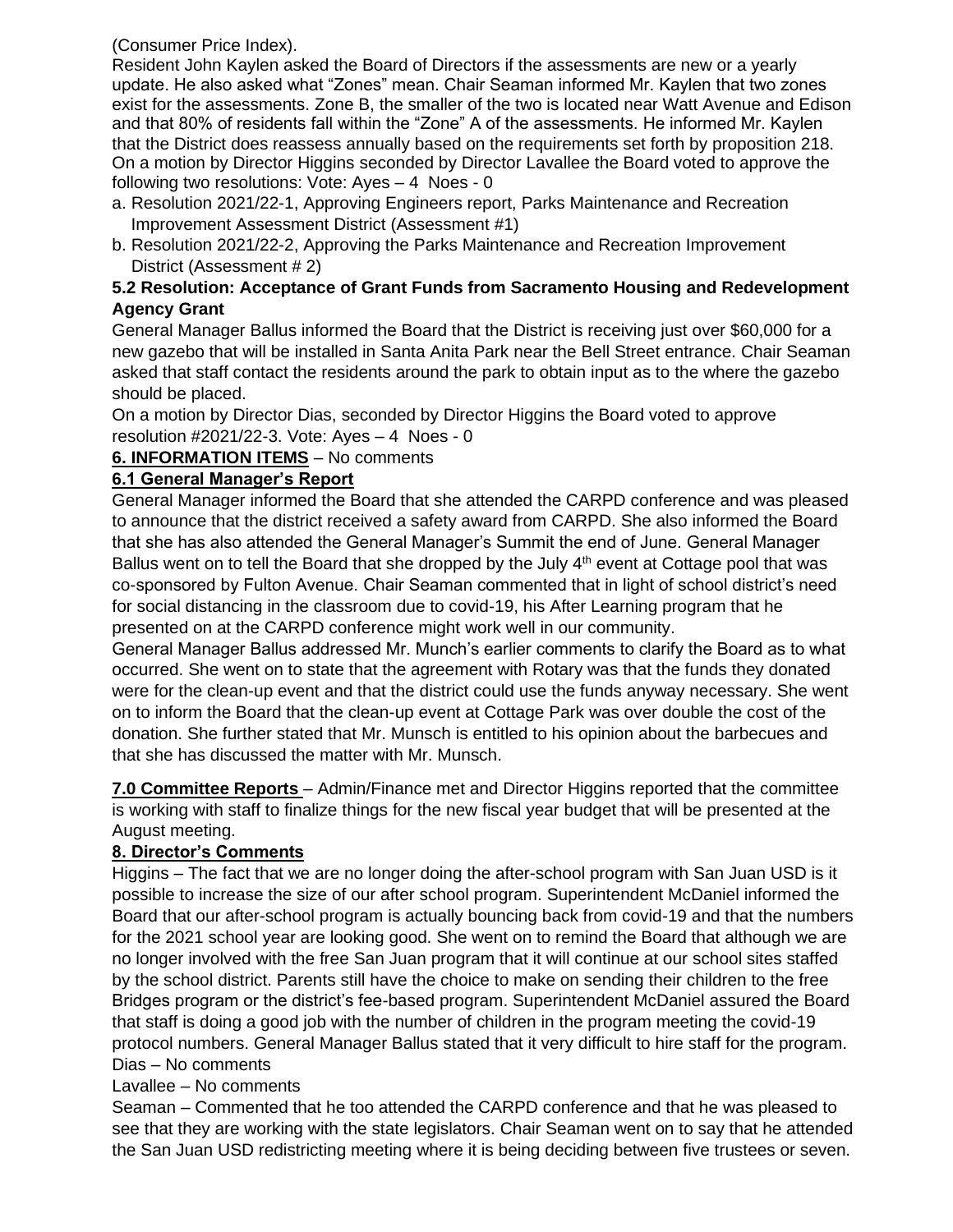(Consumer Price Index).

Resident John Kaylen asked the Board of Directors if the assessments are new or a yearly update. He also asked what "Zones" mean. Chair Seaman informed Mr. Kaylen that two zones exist for the assessments. Zone B, the smaller of the two is located near Watt Avenue and Edison and that 80% of residents fall within the "Zone" A of the assessments. He informed Mr. Kaylen that the District does reassess annually based on the requirements set forth by proposition 218. On a motion by Director Higgins seconded by Director Lavallee the Board voted to approve the following two resolutions: Vote: Ayes – 4 Noes - 0

a. Resolution 2021/22-1, Approving Engineers report, Parks Maintenance and Recreation Improvement Assessment District (Assessment #1)
b. Resolution 2021/22-2, Approving the Parks Maintenance and Recreation Improvement District (Assessment # 2)

**5.2 Resolution: Acceptance of Grant Funds from Sacramento Housing and Redevelopment Agency Grant**

General Manager Ballus informed the Board that the District is receiving just over $60,000 for a new gazebo that will be installed in Santa Anita Park near the Bell Street entrance. Chair Seaman asked that staff contact the residents around the park to obtain input as to the where the gazebo should be placed.

On a motion by Director Dias, seconded by Director Higgins the Board voted to approve resolution #2021/22-3. Vote: Ayes – 4 Noes - 0

**6. INFORMATION ITEMS** – No comments

**6.1 General Manager's Report**

General Manager informed the Board that she attended the CARPD conference and was pleased to announce that the district received a safety award from CARPD. She also informed the Board that she has also attended the General Manager's Summit the end of June. General Manager Ballus went on to tell the Board that she dropped by the July 4th event at Cottage pool that was co-sponsored by Fulton Avenue. Chair Seaman commented that in light of school district's need for social distancing in the classroom due to covid-19, his After Learning program that he presented on at the CARPD conference might work well in our community.

General Manager Ballus addressed Mr. Munch's earlier comments to clarify the Board as to what occurred. She went on to state that the agreement with Rotary was that the funds they donated were for the clean-up event and that the district could use the funds anyway necessary. She went on to inform the Board that the clean-up event at Cottage Park was over double the cost of the donation. She further stated that Mr. Munsch is entitled to his opinion about the barbecues and that she has discussed the matter with Mr. Munsch.

**7.0 Committee Reports** – Admin/Finance met and Director Higgins reported that the committee is working with staff to finalize things for the new fiscal year budget that will be presented at the August meeting.

**8. Director's Comments**

Higgins – The fact that we are no longer doing the after-school program with San Juan USD is it possible to increase the size of our after school program. Superintendent McDaniel informed the Board that our after-school program is actually bouncing back from covid-19 and that the numbers for the 2021 school year are looking good. She went on to remind the Board that although we are no longer involved with the free San Juan program that it will continue at our school sites staffed by the school district. Parents still have the choice to make on sending their children to the free Bridges program or the district's fee-based program. Superintendent McDaniel assured the Board that staff is doing a good job with the number of children in the program meeting the covid-19 protocol numbers. General Manager Ballus stated that it very difficult to hire staff for the program.

Dias – No comments

Lavallee – No comments

Seaman – Commented that he too attended the CARPD conference and that he was pleased to see that they are working with the state legislators. Chair Seaman went on to say that he attended the San Juan USD redistricting meeting where it is being deciding between five trustees or seven.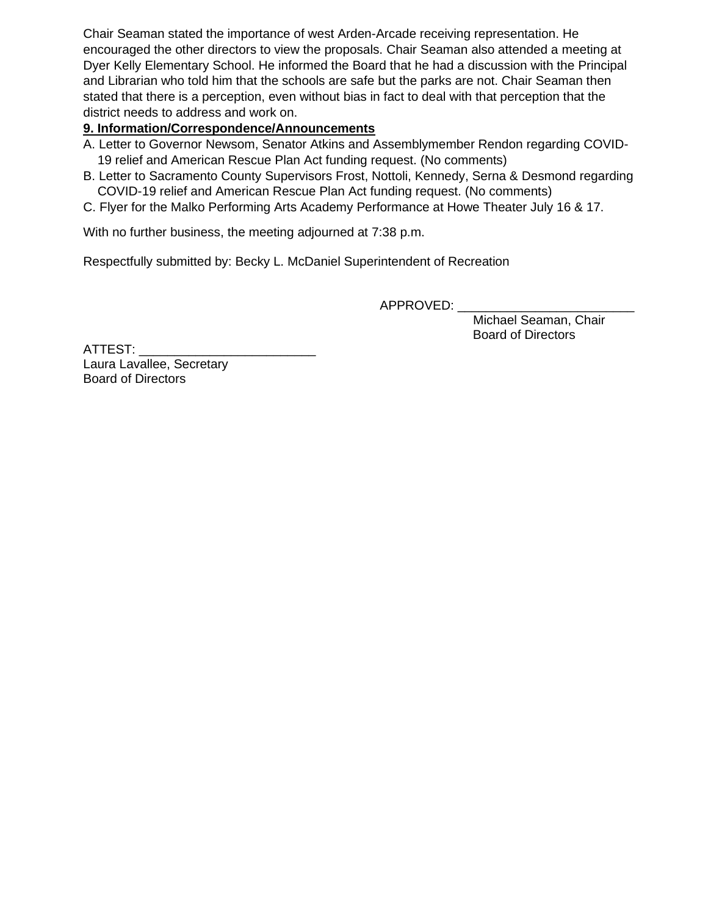Chair Seaman stated the importance of west Arden-Arcade receiving representation. He encouraged the other directors to view the proposals. Chair Seaman also attended a meeting at Dyer Kelly Elementary School. He informed the Board that he had a discussion with the Principal and Librarian who told him that the schools are safe but the parks are not. Chair Seaman then stated that there is a perception, even without bias in fact to deal with that perception that the district needs to address and work on.

**9. Information/Correspondence/Announcements**

A. Letter to Governor Newsom, Senator Atkins and Assemblymember Rendon regarding COVID-19 relief and American Rescue Plan Act funding request. (No comments)

B. Letter to Sacramento County Supervisors Frost, Nottoli, Kennedy, Serna & Desmond regarding COVID-19 relief and American Rescue Plan Act funding request. (No comments)

C. Flyer for the Malko Performing Arts Academy Performance at Howe Theater July 16 & 17.

With no further business, the meeting adjourned at 7:38 p.m.

Respectfully submitted by: Becky L. McDaniel Superintendent of Recreation

APPROVED: _________________________
Michael Seaman, Chair
Board of Directors

ATTEST: _________________________
Laura Lavallee, Secretary
Board of Directors